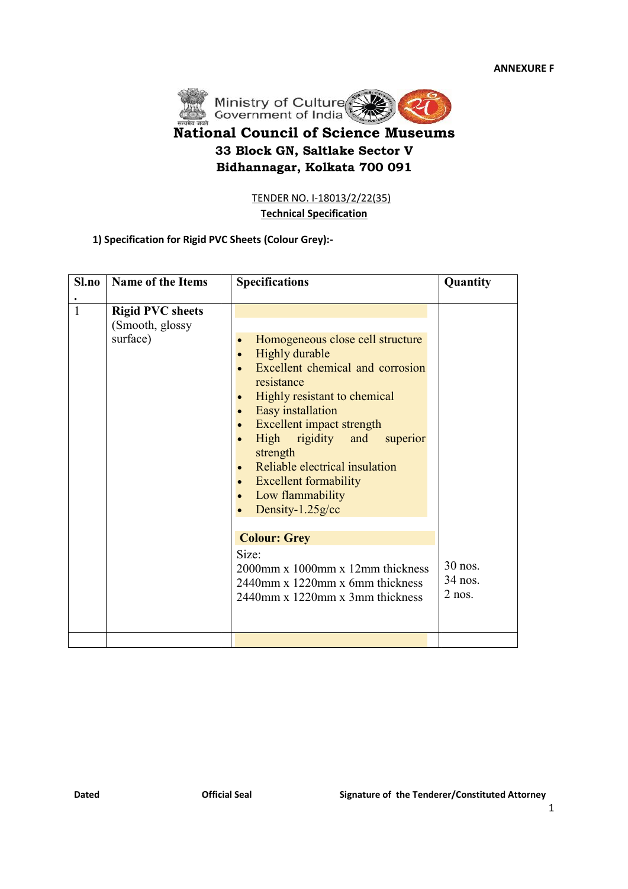**ANNEXURE F**

Ministry of Culture
Government of India

# National Council of Science Museums

**33 Block GN, Saltlake Sector V**
**Bidhannagar, Kolkata 700 091**

TENDER NO. I-18013/2/22(35)

**Technical Specification**

**1) Specification for Rigid PVC Sheets (Colour Grey):-**

| Sl.no. | Name of the Items | Specifications | Quantity |
|---|---|---|---|
| 1 | **Rigid PVC sheets** (Smooth, glossy surface) | • Homogeneous close cell structure<br>• Highly durable<br>• Excellent chemical and corrosion resistance<br>• Highly resistant to chemical<br>• Easy installation<br>• Excellent impact strength<br>• High rigidity and superior strength<br>• Reliable electrical insulation<br>• Excellent formability<br>• Low flammability<br>• Density-1.25g/cc<br><br>**Colour: Grey**<br>Size:<br>2000mm x 1000mm x 12mm thickness<br>2440mm x 1220mm x 6mm thickness<br>2440mm x 1220mm x 3mm thickness | <br><br><br><br><br><br><br><br><br><br><br><br><br><br><br>30 nos.<br>34 nos.<br>2 nos. |
| | | | |

**Dated** **Official Seal** **Signature of the Tenderer/Constituted Attorney**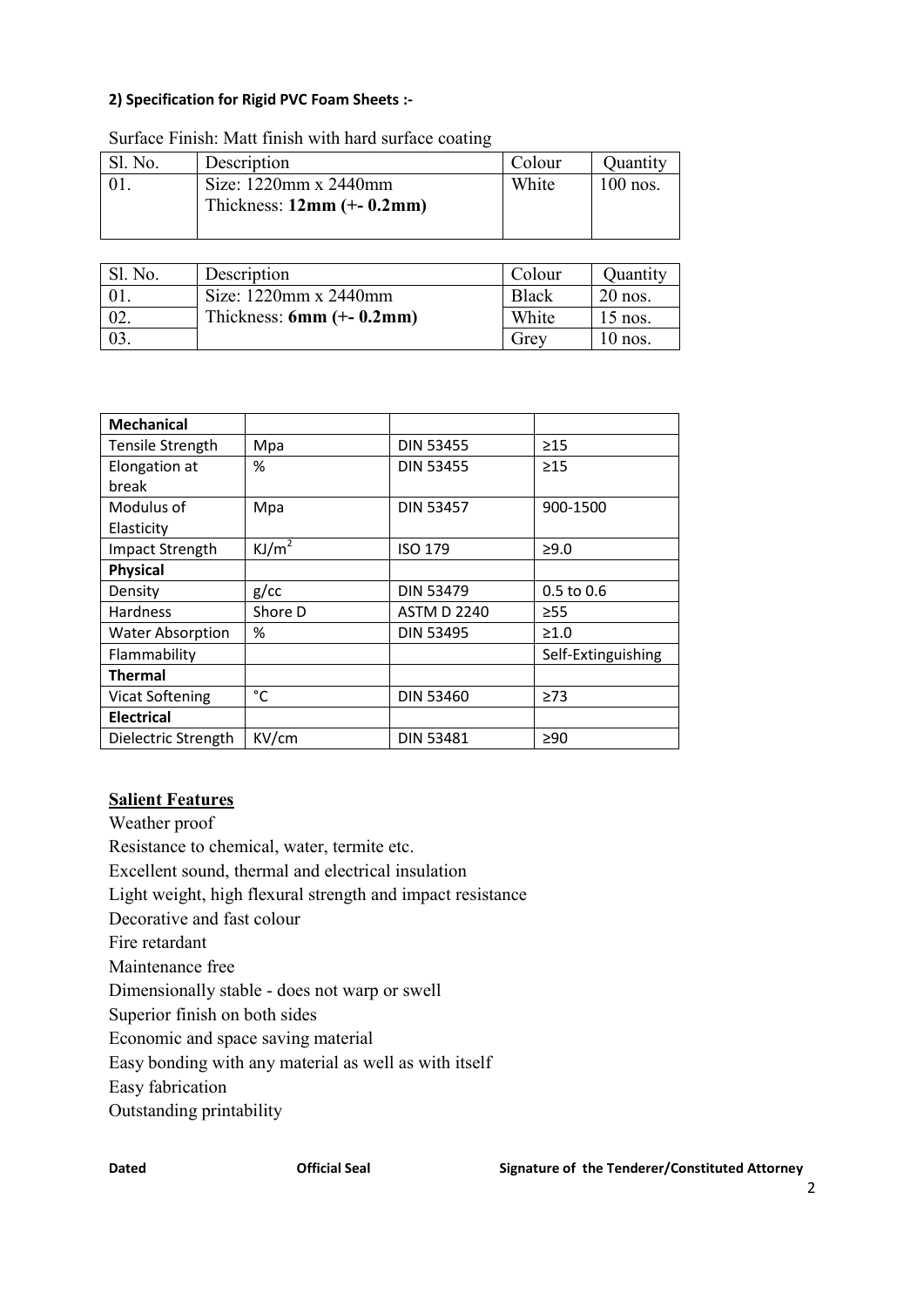**2) Specification for Rigid PVC Foam Sheets :-**

Surface Finish: Matt finish with hard surface coating

| Sl. No. | Description | Colour | Quantity |
|---|---|---|---|
| 01. | Size: 1220mm x 2440mm<br>Thickness: **12mm (+- 0.2mm)** | White | 100 nos. |

| Sl. No. | Description | Colour | Quantity |
|---|---|---|---|
| 01. | Size: 1220mm x 2440mm<br>Thickness: **6mm (+- 0.2mm)** | Black | 20 nos. |
| 02. | | White | 15 nos. |
| 03. | | Grey | 10 nos. |

| | | | |
|---|---|---|---|
| **Mechanical** | | | |
| Tensile Strength | Mpa | DIN 53455 | ≥15 |
| Elongation at break | % | DIN 53455 | ≥15 |
| Modulus of Elasticity | Mpa | DIN 53457 | 900-1500 |
| Impact Strength | $KJ/m^2$ | ISO 179 | ≥9.0 |
| **Physical** | | | |
| Density | g/cc | DIN 53479 | 0.5 to 0.6 |
| Hardness | Shore D | ASTM D 2240 | ≥55 |
| Water Absorption | % | DIN 53495 | ≥1.0 |
| Flammability | | | Self-Extinguishing |
| **Thermal** | | | |
| Vicat Softening | °C | DIN 53460 | ≥73 |
| **Electrical** | | | |
| Dielectric Strength | KV/cm | DIN 53481 | ≥90 |

**Salient Features**

Weather proof

Resistance to chemical, water, termite etc.

Excellent sound, thermal and electrical insulation

Light weight, high flexural strength and impact resistance

Decorative and fast colour

Fire retardant

Maintenance free

Dimensionally stable - does not warp or swell

Superior finish on both sides

Economic and space saving material

Easy bonding with any material as well as with itself

Easy fabrication

Outstanding printability

**Dated** **Official Seal** **Signature of the Tenderer/Constituted Attorney**